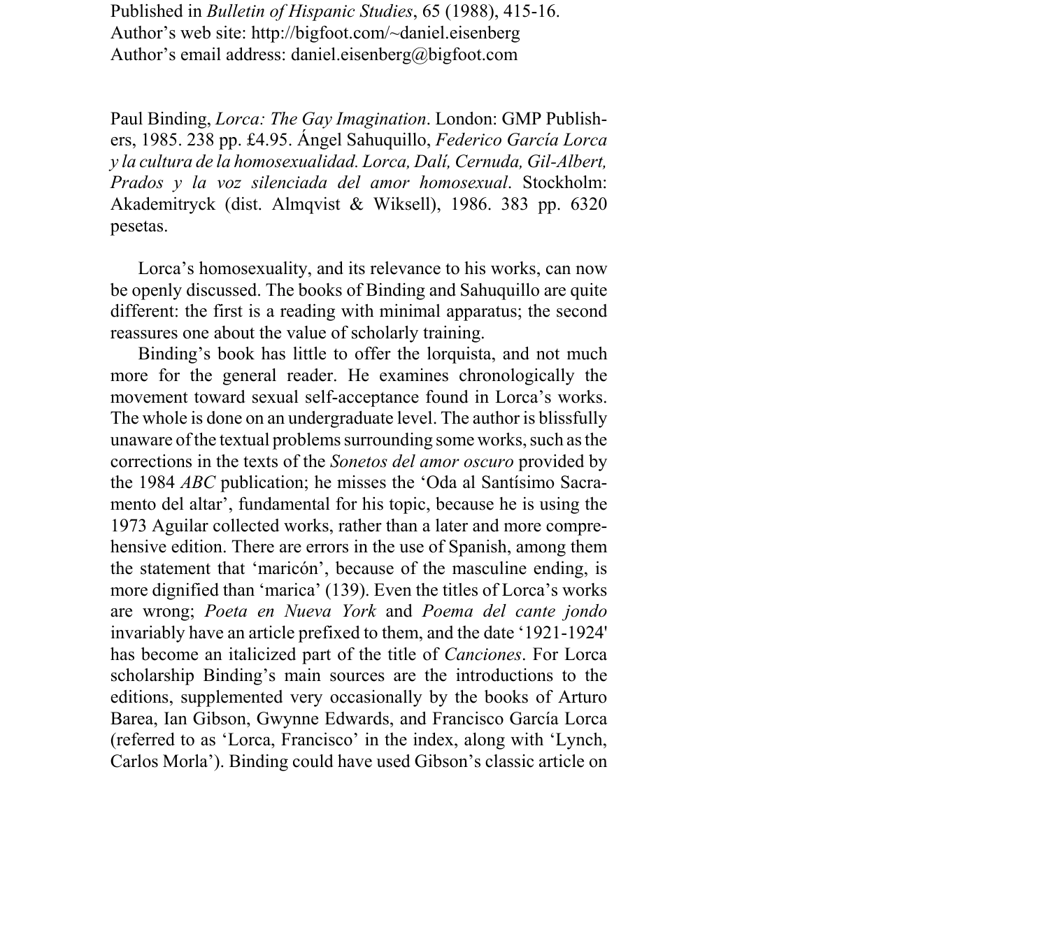Published in *Bulletin of Hispanic Studies*, 65 (1988), 415-16.
Author's web site: http://bigfoot.com/~daniel.eisenberg
Author's email address: daniel.eisenberg@bigfoot.com

Paul Binding, *Lorca: The Gay Imagination*. London: GMP Publishers, 1985. 238 pp. £4.95. Ángel Sahuquillo, *Federico García Lorca y la cultura de la homosexualidad. Lorca, Dalí, Cernuda, Gil-Albert, Prados y la voz silenciada del amor homosexual*. Stockholm: Akademitryck (dist. Almqvist & Wiksell), 1986. 383 pp. 6320 pesetas.

Lorca's homosexuality, and its relevance to his works, can now be openly discussed. The books of Binding and Sahuquillo are quite different: the first is a reading with minimal apparatus; the second reassures one about the value of scholarly training.

Binding's book has little to offer the lorquista, and not much more for the general reader. He examines chronologically the movement toward sexual self-acceptance found in Lorca's works. The whole is done on an undergraduate level. The author is blissfully unaware of the textual problems surrounding some works, such as the corrections in the texts of the *Sonetos del amor oscuro* provided by the 1984 *ABC* publication; he misses the 'Oda al Santísimo Sacramento del altar', fundamental for his topic, because he is using the 1973 Aguilar collected works, rather than a later and more comprehensive edition. There are errors in the use of Spanish, among them the statement that 'maricón', because of the masculine ending, is more dignified than 'marica' (139). Even the titles of Lorca's works are wrong; *Poeta en Nueva York* and *Poema del cante jondo* invariably have an article prefixed to them, and the date '1921-1924' has become an italicized part of the title of *Canciones*. For Lorca scholarship Binding's main sources are the introductions to the editions, supplemented very occasionally by the books of Arturo Barea, Ian Gibson, Gwynne Edwards, and Francisco García Lorca (referred to as 'Lorca, Francisco' in the index, along with 'Lynch, Carlos Morla'). Binding could have used Gibson's classic article on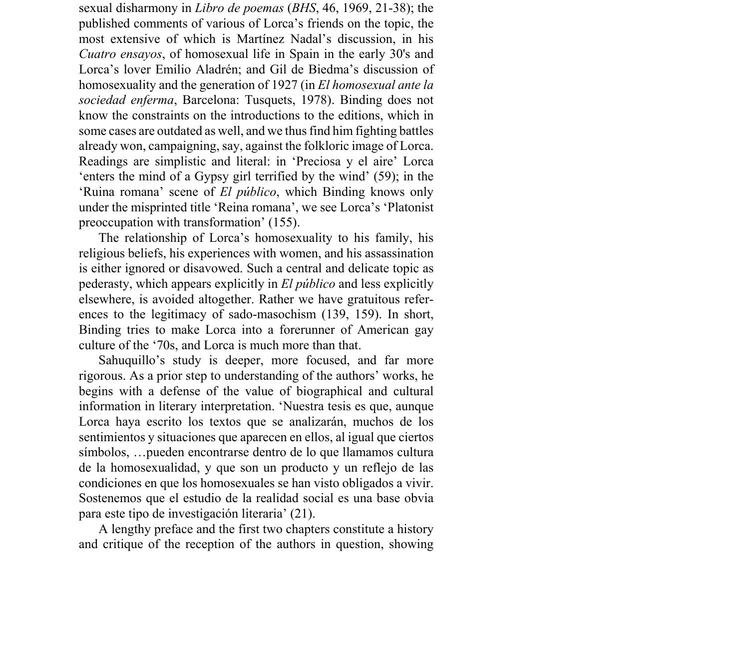sexual disharmony in *Libro de poemas* (*BHS*, 46, 1969, 21-38); the published comments of various of Lorca's friends on the topic, the most extensive of which is Martínez Nadal's discussion, in his *Cuatro ensayos*, of homosexual life in Spain in the early 30's and Lorca's lover Emilio Aladrén; and Gil de Biedma's discussion of homosexuality and the generation of 1927 (in *El homosexual ante la sociedad enferma*, Barcelona: Tusquets, 1978). Binding does not know the constraints on the introductions to the editions, which in some cases are outdated as well, and we thus find him fighting battles already won, campaigning, say, against the folkloric image of Lorca. Readings are simplistic and literal: in 'Preciosa y el aire' Lorca 'enters the mind of a Gypsy girl terrified by the wind' (59); in the 'Ruina romana' scene of *El público*, which Binding knows only under the misprinted title 'Reina romana', we see Lorca's 'Platonist preoccupation with transformation' (155).

The relationship of Lorca's homosexuality to his family, his religious beliefs, his experiences with women, and his assassination is either ignored or disavowed. Such a central and delicate topic as pederasty, which appears explicitly in *El público* and less explicitly elsewhere, is avoided altogether. Rather we have gratuitous references to the legitimacy of sado-masochism (139, 159). In short, Binding tries to make Lorca into a forerunner of American gay culture of the '70s, and Lorca is much more than that.

Sahuquillo's study is deeper, more focused, and far more rigorous. As a prior step to understanding of the authors' works, he begins with a defense of the value of biographical and cultural information in literary interpretation. 'Nuestra tesis es que, aunque Lorca haya escrito los textos que se analizarán, muchos de los sentimientos y situaciones que aparecen en ellos, al igual que ciertos símbolos, …pueden encontrarse dentro de lo que llamamos cultura de la homosexualidad, y que son un producto y un reflejo de las condiciones en que los homosexuales se han visto obligados a vivir. Sostenemos que el estudio de la realidad social es una base obvia para este tipo de investigación literaria' (21).

A lengthy preface and the first two chapters constitute a history and critique of the reception of the authors in question, showing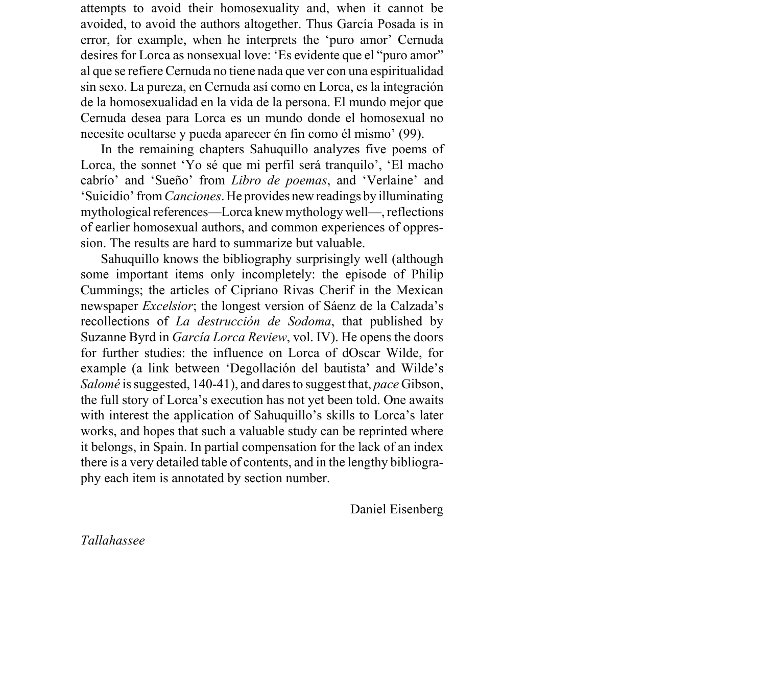attempts to avoid their homosexuality and, when it cannot be avoided, to avoid the authors altogether. Thus García Posada is in error, for example, when he interprets the 'puro amor' Cernuda desires for Lorca as nonsexual love: 'Es evidente que el "puro amor" al que se refiere Cernuda no tiene nada que ver con una espiritualidad sin sexo. La pureza, en Cernuda así como en Lorca, es la integración de la homosexualidad en la vida de la persona. El mundo mejor que Cernuda desea para Lorca es un mundo donde el homosexual no necesite ocultarse y pueda aparecer én fin como él mismo' (99).

In the remaining chapters Sahuquillo analyzes five poems of Lorca, the sonnet 'Yo sé que mi perfil será tranquilo', 'El macho cabrío' and 'Sueño' from *Libro de poemas*, and 'Verlaine' and 'Suicidio' from *Canciones*. He provides new readings by illuminating mythological references—Lorca knew mythology well—, reflections of earlier homosexual authors, and common experiences of oppression. The results are hard to summarize but valuable.

Sahuquillo knows the bibliography surprisingly well (although some important items only incompletely: the episode of Philip Cummings; the articles of Cipriano Rivas Cherif in the Mexican newspaper *Excelsior*; the longest version of Sáenz de la Calzada's recollections of *La destrucción de Sodoma*, that published by Suzanne Byrd in *García Lorca Review*, vol. IV). He opens the doors for further studies: the influence on Lorca of dOscar Wilde, for example (a link between 'Degollación del bautista' and Wilde's *Salomé* is suggested, 140-41), and dares to suggest that, *pace* Gibson, the full story of Lorca's execution has not yet been told. One awaits with interest the application of Sahuquillo's skills to Lorca's later works, and hopes that such a valuable study can be reprinted where it belongs, in Spain. In partial compensation for the lack of an index there is a very detailed table of contents, and in the lengthy bibliography each item is annotated by section number.

Daniel Eisenberg

*Tallahassee*